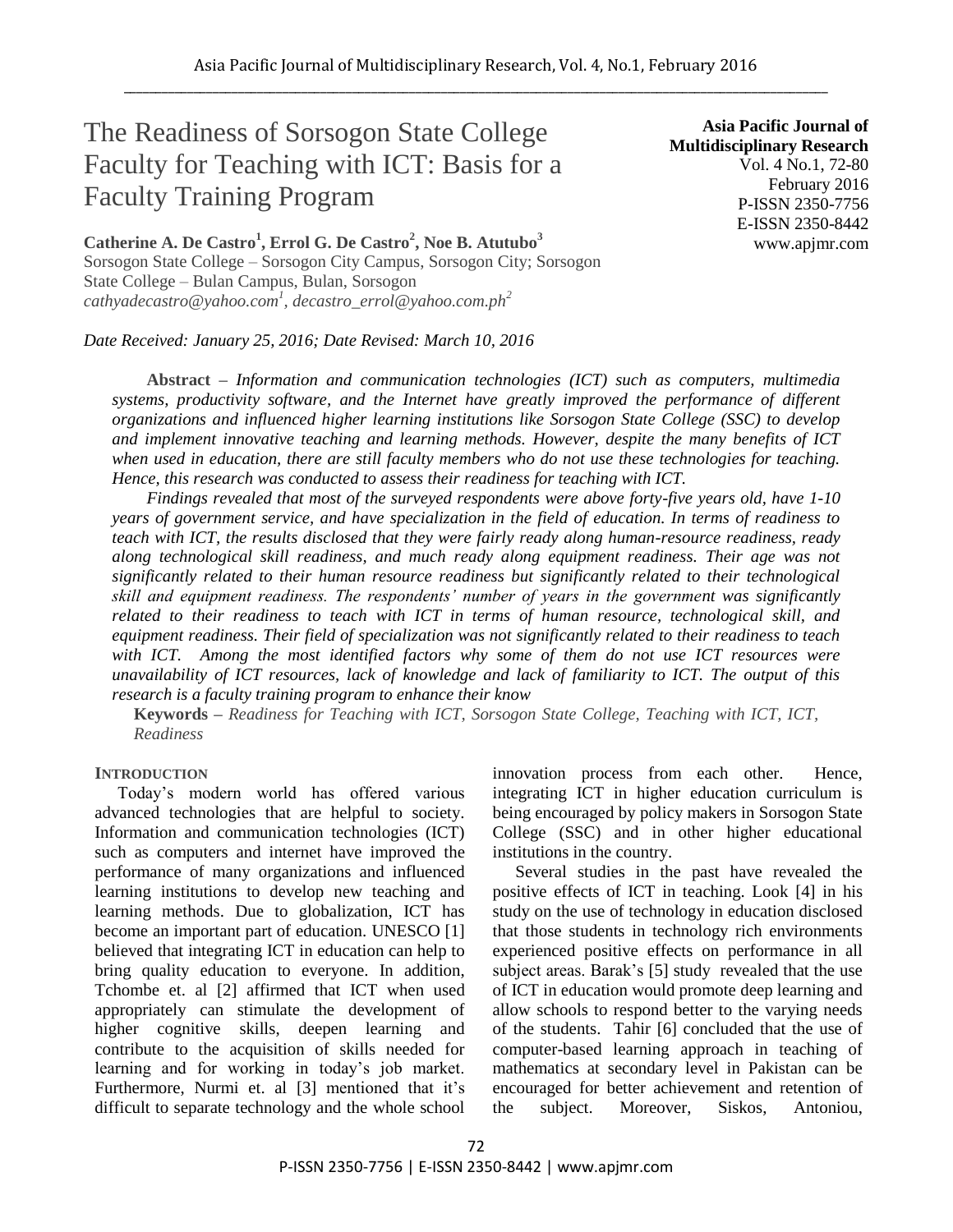# The Readiness of Sorsogon State College Faculty for Teaching with ICT: Basis for a Faculty Training Program

**Asia Pacific Journal of Multidisciplinary Research**
Vol. 4 No.1, 72-80
February 2016
P-ISSN 2350-7756
E-ISSN 2350-8442
www.apjmr.com

**Catherine A. De Castro[1], Errol G. De Castro[2], Noe B. Atutubo[3]**
Sorsogon State College – Sorsogon City Campus, Sorsogon City; Sorsogon State College – Bulan Campus, Bulan, Sorsogon
*cathyadecastro@yahoo.com[1], decastro_errol@yahoo.com.ph[2]*

*Date Received: January 25, 2016; Date Revised: March 10, 2016*

**Abstract** – *Information and communication technologies (ICT) such as computers, multimedia systems, productivity software, and the Internet have greatly improved the performance of different organizations and influenced higher learning institutions like Sorsogon State College (SSC) to develop and implement innovative teaching and learning methods. However, despite the many benefits of ICT when used in education, there are still faculty members who do not use these technologies for teaching. Hence, this research was conducted to assess their readiness for teaching with ICT.*

*Findings revealed that most of the surveyed respondents were above forty-five years old, have 1-10 years of government service, and have specialization in the field of education. In terms of readiness to teach with ICT, the results disclosed that they were fairly ready along human-resource readiness, ready along technological skill readiness, and much ready along equipment readiness. Their age was not significantly related to their human resource readiness but significantly related to their technological skill and equipment readiness. The respondents' number of years in the government was significantly related to their readiness to teach with ICT in terms of human resource, technological skill, and equipment readiness. Their field of specialization was not significantly related to their readiness to teach with ICT. Among the most identified factors why some of them do not use ICT resources were unavailability of ICT resources, lack of knowledge and lack of familiarity to ICT. The output of this research is a faculty training program to enhance their know*

**Keywords** – *Readiness for Teaching with ICT, Sorsogon State College, Teaching with ICT, ICT, Readiness*

## INTRODUCTION

Today's modern world has offered various advanced technologies that are helpful to society. Information and communication technologies (ICT) such as computers and internet have improved the performance of many organizations and influenced learning institutions to develop new teaching and learning methods. Due to globalization, ICT has become an important part of education. UNESCO [1] believed that integrating ICT in education can help to bring quality education to everyone. In addition, Tchombe et. al [2] affirmed that ICT when used appropriately can stimulate the development of higher cognitive skills, deepen learning and contribute to the acquisition of skills needed for learning and for working in today's job market. Furthermore, Nurmi et. al [3] mentioned that it's difficult to separate technology and the whole school innovation process from each other. Hence, integrating ICT in higher education curriculum is being encouraged by policy makers in Sorsogon State College (SSC) and in other higher educational institutions in the country.

Several studies in the past have revealed the positive effects of ICT in teaching. Look [4] in his study on the use of technology in education disclosed that those students in technology rich environments experienced positive effects on performance in all subject areas. Barak's [5] study revealed that the use of ICT in education would promote deep learning and allow schools to respond better to the varying needs of the students. Tahir [6] concluded that the use of computer-based learning approach in teaching of mathematics at secondary level in Pakistan can be encouraged for better achievement and retention of the subject. Moreover, Siskos, Antoniou,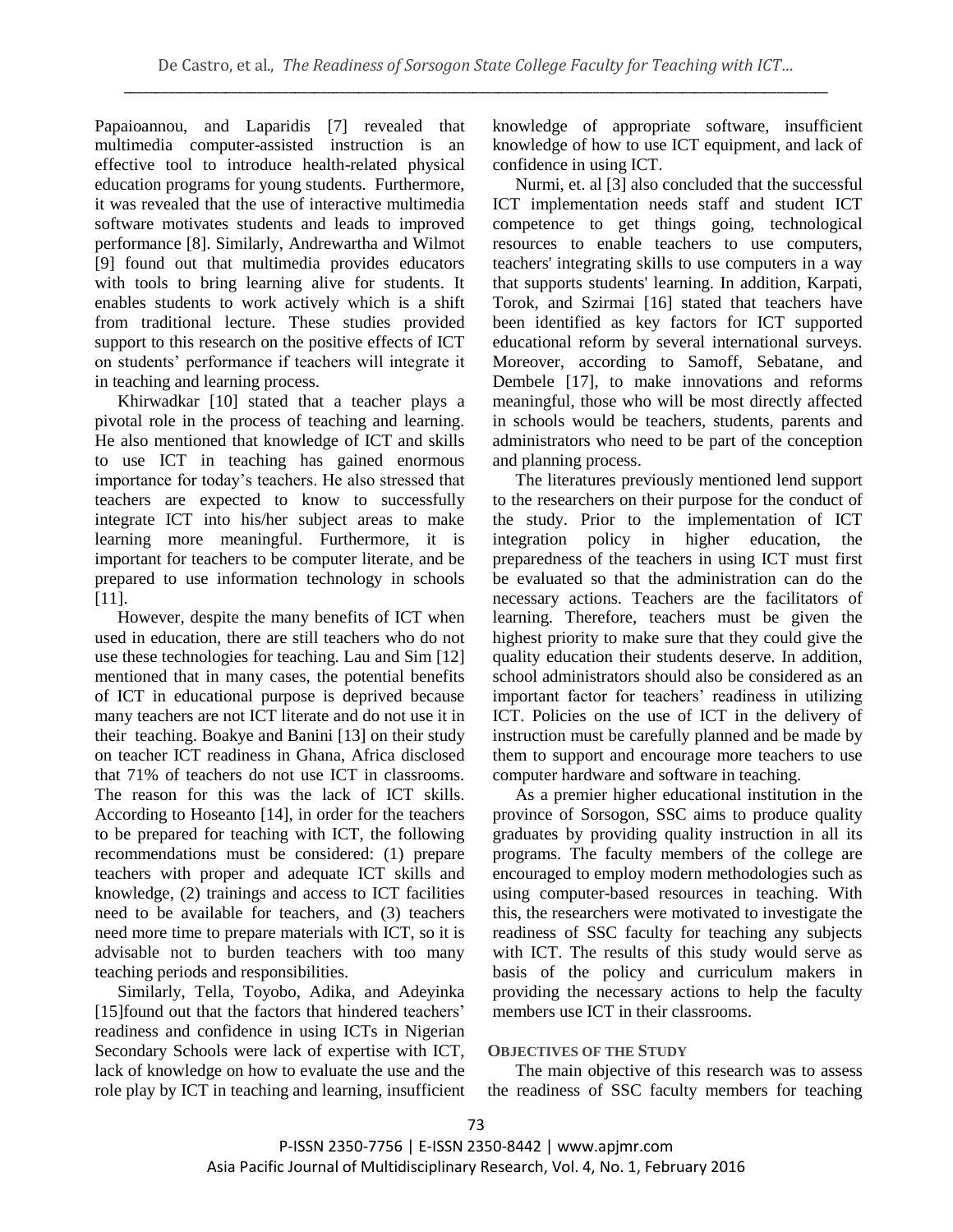Papaioannou, and Laparidis [7] revealed that multimedia computer-assisted instruction is an effective tool to introduce health-related physical education programs for young students. Furthermore, it was revealed that the use of interactive multimedia software motivates students and leads to improved performance [8]. Similarly, Andrewartha and Wilmot [9] found out that multimedia provides educators with tools to bring learning alive for students. It enables students to work actively which is a shift from traditional lecture. These studies provided support to this research on the positive effects of ICT on students' performance if teachers will integrate it in teaching and learning process.

Khirwadkar [10] stated that a teacher plays a pivotal role in the process of teaching and learning. He also mentioned that knowledge of ICT and skills to use ICT in teaching has gained enormous importance for today's teachers. He also stressed that teachers are expected to know to successfully integrate ICT into his/her subject areas to make learning more meaningful. Furthermore, it is important for teachers to be computer literate, and be prepared to use information technology in schools [11].

However, despite the many benefits of ICT when used in education, there are still teachers who do not use these technologies for teaching. Lau and Sim [12] mentioned that in many cases, the potential benefits of ICT in educational purpose is deprived because many teachers are not ICT literate and do not use it in their teaching. Boakye and Banini [13] on their study on teacher ICT readiness in Ghana, Africa disclosed that 71% of teachers do not use ICT in classrooms. The reason for this was the lack of ICT skills. According to Hoseanto [14], in order for the teachers to be prepared for teaching with ICT, the following recommendations must be considered: (1) prepare teachers with proper and adequate ICT skills and knowledge, (2) trainings and access to ICT facilities need to be available for teachers, and (3) teachers need more time to prepare materials with ICT, so it is advisable not to burden teachers with too many teaching periods and responsibilities.

Similarly, Tella, Toyobo, Adika, and Adeyinka [15]found out that the factors that hindered teachers' readiness and confidence in using ICTs in Nigerian Secondary Schools were lack of expertise with ICT, lack of knowledge on how to evaluate the use and the role play by ICT in teaching and learning, insufficient knowledge of appropriate software, insufficient knowledge of how to use ICT equipment, and lack of confidence in using ICT.

Nurmi, et. al [3] also concluded that the successful ICT implementation needs staff and student ICT competence to get things going, technological resources to enable teachers to use computers, teachers' integrating skills to use computers in a way that supports students' learning. In addition, Karpati, Torok, and Szirmai [16] stated that teachers have been identified as key factors for ICT supported educational reform by several international surveys. Moreover, according to Samoff, Sebatane, and Dembele [17], to make innovations and reforms meaningful, those who will be most directly affected in schools would be teachers, students, parents and administrators who need to be part of the conception and planning process.

The literatures previously mentioned lend support to the researchers on their purpose for the conduct of the study. Prior to the implementation of ICT integration policy in higher education, the preparedness of the teachers in using ICT must first be evaluated so that the administration can do the necessary actions. Teachers are the facilitators of learning. Therefore, teachers must be given the highest priority to make sure that they could give the quality education their students deserve. In addition, school administrators should also be considered as an important factor for teachers' readiness in utilizing ICT. Policies on the use of ICT in the delivery of instruction must be carefully planned and be made by them to support and encourage more teachers to use computer hardware and software in teaching.

As a premier higher educational institution in the province of Sorsogon, SSC aims to produce quality graduates by providing quality instruction in all its programs. The faculty members of the college are encouraged to employ modern methodologies such as using computer-based resources in teaching. With this, the researchers were motivated to investigate the readiness of SSC faculty for teaching any subjects with ICT. The results of this study would serve as basis of the policy and curriculum makers in providing the necessary actions to help the faculty members use ICT in their classrooms.

## OBJECTIVES OF THE STUDY

The main objective of this research was to assess the readiness of SSC faculty members for teaching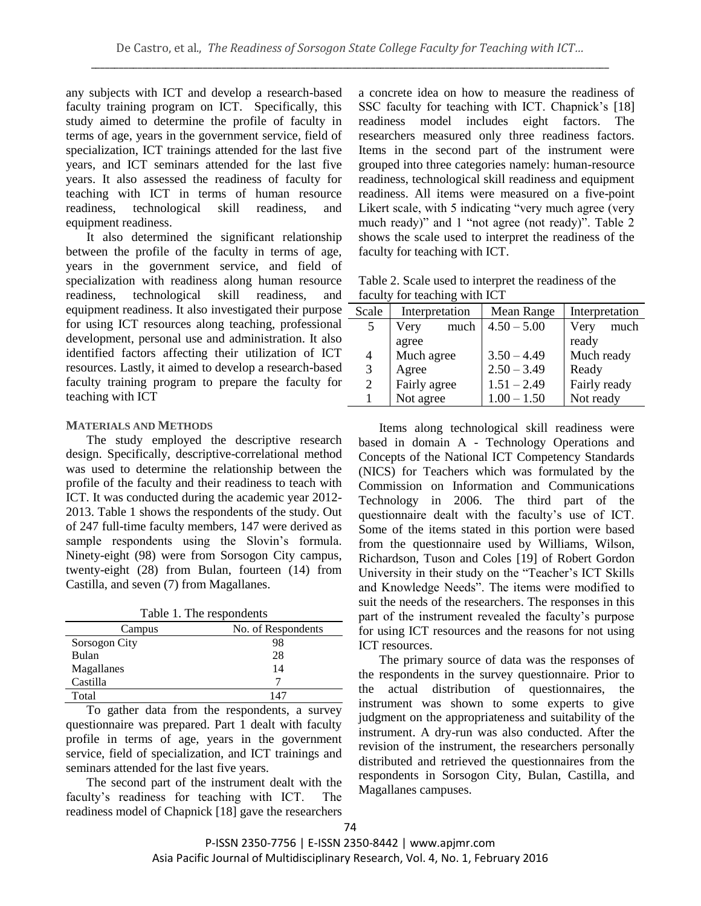any subjects with ICT and develop a research-based faculty training program on ICT. Specifically, this study aimed to determine the profile of faculty in terms of age, years in the government service, field of specialization, ICT trainings attended for the last five years, and ICT seminars attended for the last five years. It also assessed the readiness of faculty for teaching with ICT in terms of human resource readiness, technological skill readiness, and equipment readiness.

It also determined the significant relationship between the profile of the faculty in terms of age, years in the government service, and field of specialization with readiness along human resource readiness, technological skill readiness, and equipment readiness. It also investigated their purpose for using ICT resources along teaching, professional development, personal use and administration. It also identified factors affecting their utilization of ICT resources. Lastly, it aimed to develop a research-based faculty training program to prepare the faculty for teaching with ICT

## MATERIALS AND METHODS

The study employed the descriptive research design. Specifically, descriptive-correlational method was used to determine the relationship between the profile of the faculty and their readiness to teach with ICT. It was conducted during the academic year 2012-2013. Table 1 shows the respondents of the study. Out of 247 full-time faculty members, 147 were derived as sample respondents using the Slovin's formula. Ninety-eight (98) were from Sorsogon City campus, twenty-eight (28) from Bulan, fourteen (14) from Castilla, and seven (7) from Magallanes.

Table 1. The respondents

| Campus | No. of Respondents |
|---|---|
| Sorsogon City | 98 |
| Bulan | 28 |
| Magallanes | 14 |
| Castilla | 7 |
| Total | 147 |

To gather data from the respondents, a survey questionnaire was prepared. Part 1 dealt with faculty profile in terms of age, years in the government service, field of specialization, and ICT trainings and seminars attended for the last five years.

The second part of the instrument dealt with the faculty's readiness for teaching with ICT. The readiness model of Chapnick [18] gave the researchers a concrete idea on how to measure the readiness of SSC faculty for teaching with ICT. Chapnick's [18] readiness model includes eight factors. The researchers measured only three readiness factors. Items in the second part of the instrument were grouped into three categories namely: human-resource readiness, technological skill readiness and equipment readiness. All items were measured on a five-point Likert scale, with 5 indicating "very much agree (very much ready)" and 1 "not agree (not ready)". Table 2 shows the scale used to interpret the readiness of the faculty for teaching with ICT.

Table 2. Scale used to interpret the readiness of the faculty for teaching with ICT

| Scale | Interpretation | Mean Range | Interpretation |
|---|---|---|---|
| 5 | Very much agree | 4.50 – 5.00 | Very much ready |
| 4 | Much agree | 3.50 – 4.49 | Much ready |
| 3 | Agree | 2.50 – 3.49 | Ready |
| 2 | Fairly agree | 1.51 – 2.49 | Fairly ready |
| 1 | Not agree | 1.00 – 1.50 | Not ready |

Items along technological skill readiness were based in domain A - Technology Operations and Concepts of the National ICT Competency Standards (NICS) for Teachers which was formulated by the Commission on Information and Communications Technology in 2006. The third part of the questionnaire dealt with the faculty's use of ICT. Some of the items stated in this portion were based from the questionnaire used by Williams, Wilson, Richardson, Tuson and Coles [19] of Robert Gordon University in their study on the "Teacher's ICT Skills and Knowledge Needs". The items were modified to suit the needs of the researchers. The responses in this part of the instrument revealed the faculty's purpose for using ICT resources and the reasons for not using ICT resources.

The primary source of data was the responses of the respondents in the survey questionnaire. Prior to the actual distribution of questionnaires, the instrument was shown to some experts to give judgment on the appropriateness and suitability of the instrument. A dry-run was also conducted. After the revision of the instrument, the researchers personally distributed and retrieved the questionnaires from the respondents in Sorsogon City, Bulan, Castilla, and Magallanes campuses.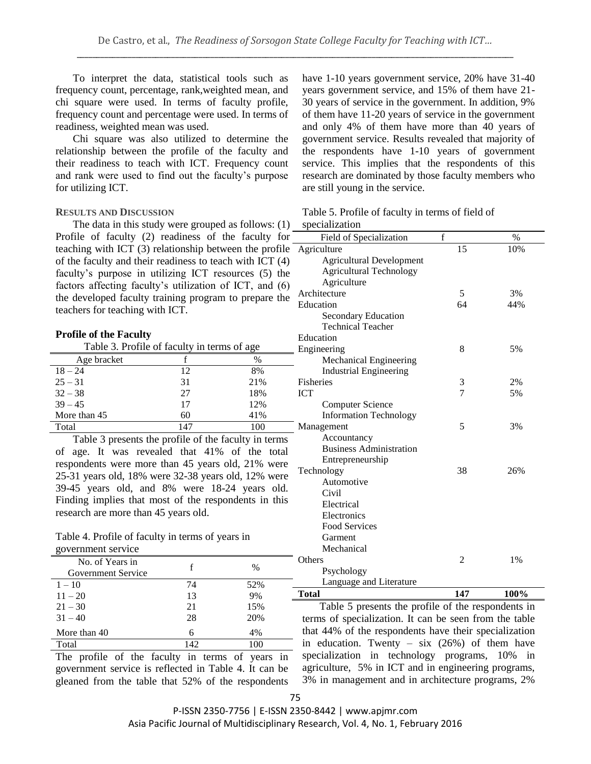To interpret the data, statistical tools such as frequency count, percentage, rank,weighted mean, and chi square were used. In terms of faculty profile, frequency count and percentage were used. In terms of readiness, weighted mean was used.

Chi square was also utilized to determine the relationship between the profile of the faculty and their readiness to teach with ICT. Frequency count and rank were used to find out the faculty's purpose for utilizing ICT.

## RESULTS AND DISCUSSION

The data in this study were grouped as follows: (1) Profile of faculty (2) readiness of the faculty for teaching with ICT (3) relationship between the profile of the faculty and their readiness to teach with ICT (4) faculty's purpose in utilizing ICT resources (5) the factors affecting faculty's utilization of ICT, and (6) the developed faculty training program to prepare the teachers for teaching with ICT.

### Profile of the Faculty

Table 3. Profile of faculty in terms of age

| Age bracket | f | % |
|---|---|---|
| 18 – 24 | 12 | 8% |
| 25 – 31 | 31 | 21% |
| 32 – 38 | 27 | 18% |
| 39 – 45 | 17 | 12% |
| More than 45 | 60 | 41% |
| Total | 147 | 100 |

Table 3 presents the profile of the faculty in terms of age. It was revealed that 41% of the total respondents were more than 45 years old, 21% were 25-31 years old, 18% were 32-38 years old, 12% were 39-45 years old, and 8% were 18-24 years old. Finding implies that most of the respondents in this research are more than 45 years old.

Table 4. Profile of faculty in terms of years in government service

| No. of Years in Government Service | f | % |
|---|---|---|
| 1 – 10 | 74 | 52% |
| 11 – 20 | 13 | 9% |
| 21 – 30 | 21 | 15% |
| 31 – 40 | 28 | 20% |
| More than 40 | 6 | 4% |
| Total | 142 | 100 |

The profile of the faculty in terms of years in government service is reflected in Table 4. It can be gleaned from the table that 52% of the respondents have 1-10 years government service, 20% have 31-40 years government service, and 15% of them have 21-30 years of service in the government. In addition, 9% of them have 11-20 years of service in the government and only 4% of them have more than 40 years of government service. Results revealed that majority of the respondents have 1-10 years of government service. This implies that the respondents of this research are dominated by those faculty members who are still young in the service.

Table 5. Profile of faculty in terms of field of specialization

| Field of Specialization | f | % |
|---|---|---|
| Agriculture<br>Agricultural Development<br>Agricultural Technology<br>Agriculture | 15 | 10% |
| Architecture | 5 | 3% |
| Education<br>Secondary Education<br>Technical Teacher Education | 64 | 44% |
| Engineering<br>Mechanical Engineering<br>Industrial Engineering | 8 | 5% |
| Fisheries | 3 | 2% |
| ICT<br>Computer Science<br>Information Technology | 7 | 5% |
| Management<br>Accountancy<br>Business Administration<br>Entrepreneurship | 5 | 3% |
| Technology<br>Automotive<br>Civil<br>Electrical<br>Electronics<br>Food Services<br>Garment<br>Mechanical | 38 | 26% |
| Others<br>Psychology<br>Language and Literature | 2 | 1% |
| **Total** | **147** | **100%** |

Table 5 presents the profile of the respondents in terms of specialization. It can be seen from the table that 44% of the respondents have their specialization in education. Twenty – six (26%) of them have specialization in technology programs, 10% in agriculture, 5% in ICT and in engineering programs, 3% in management and in architecture programs, 2%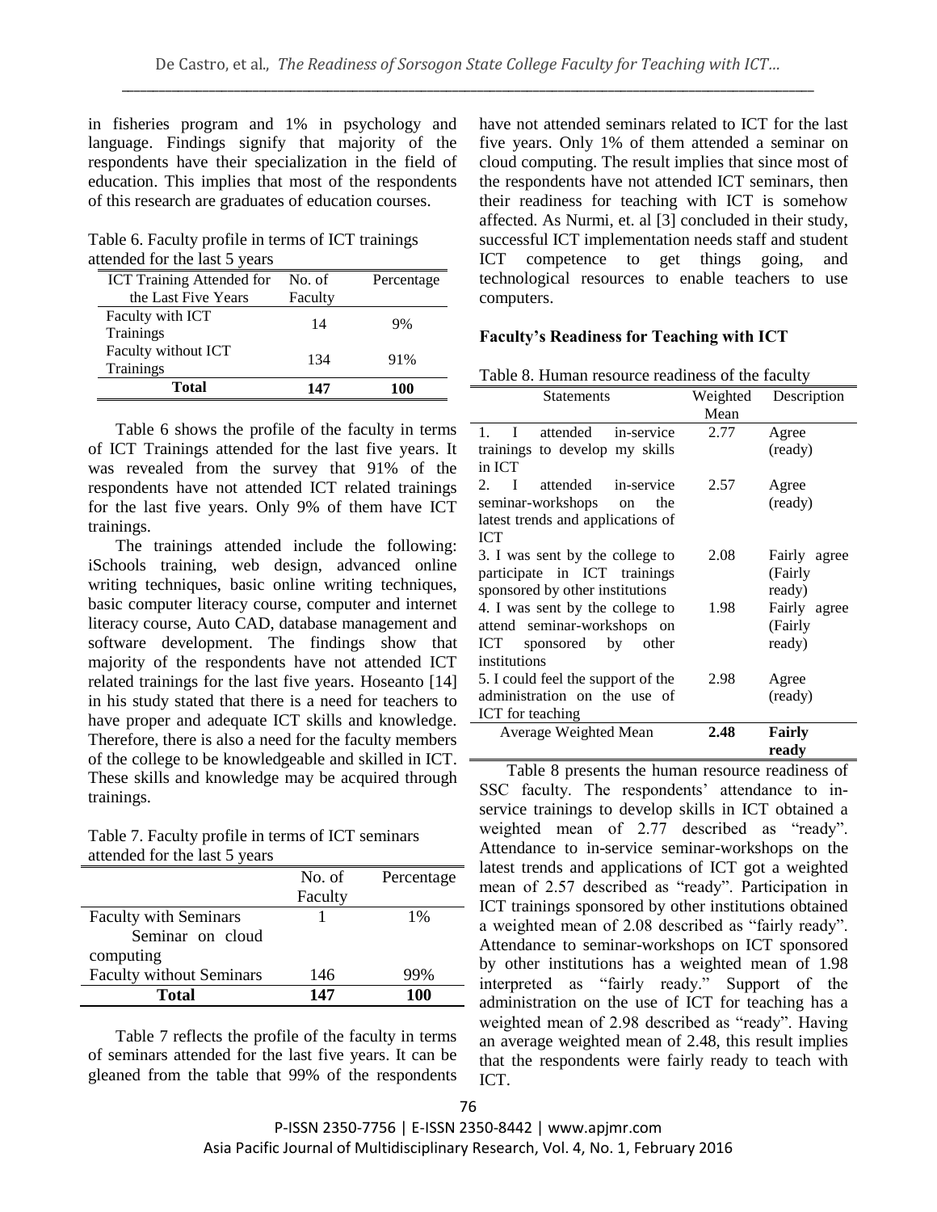in fisheries program and 1% in psychology and language. Findings signify that majority of the respondents have their specialization in the field of education. This implies that most of the respondents of this research are graduates of education courses.

Table 6. Faculty profile in terms of ICT trainings attended for the last 5 years

| ICT Training Attended for the Last Five Years | No. of Faculty | Percentage |
|---|---|---|
| Faculty with ICT Trainings | 14 | 9% |
| Faculty without ICT Trainings | 134 | 91% |
| **Total** | **147** | **100** |

Table 6 shows the profile of the faculty in terms of ICT Trainings attended for the last five years. It was revealed from the survey that 91% of the respondents have not attended ICT related trainings for the last five years. Only 9% of them have ICT trainings.

The trainings attended include the following: iSchools training, web design, advanced online writing techniques, basic online writing techniques, basic computer literacy course, computer and internet literacy course, Auto CAD, database management and software development. The findings show that majority of the respondents have not attended ICT related trainings for the last five years. Hoseanto [14] in his study stated that there is a need for teachers to have proper and adequate ICT skills and knowledge. Therefore, there is also a need for the faculty members of the college to be knowledgeable and skilled in ICT. These skills and knowledge may be acquired through trainings.

Table 7. Faculty profile in terms of ICT seminars attended for the last 5 years

| | No. of Faculty | Percentage |
|---|---|---|
| Faculty with Seminars<br>Seminar on cloud computing | 1 | 1% |
| Faculty without Seminars | 146 | 99% |
| **Total** | **147** | **100** |

Table 7 reflects the profile of the faculty in terms of seminars attended for the last five years. It can be gleaned from the table that 99% of the respondents have not attended seminars related to ICT for the last five years. Only 1% of them attended a seminar on cloud computing. The result implies that since most of the respondents have not attended ICT seminars, then their readiness for teaching with ICT is somehow affected. As Nurmi, et. al [3] concluded in their study, successful ICT implementation needs staff and student ICT competence to get things going, and technological resources to enable teachers to use computers.

**Faculty's Readiness for Teaching with ICT**

Table 8. Human resource readiness of the faculty

| Statements | Weighted Mean | Description |
|---|---|---|
| 1. I attended in-service trainings to develop my skills in ICT | 2.77 | Agree (ready) |
| 2. I attended in-service seminar-workshops on the latest trends and applications of ICT | 2.57 | Agree (ready) |
| 3. I was sent by the college to participate in ICT trainings sponsored by other institutions | 2.08 | Fairly agree (Fairly ready) |
| 4. I was sent by the college to attend seminar-workshops on ICT sponsored by other institutions | 1.98 | Fairly agree (Fairly ready) |
| 5. I could feel the support of the administration on the use of ICT for teaching | 2.98 | Agree (ready) |
| Average Weighted Mean | **2.48** | **Fairly ready** |

Table 8 presents the human resource readiness of SSC faculty. The respondents' attendance to in-service trainings to develop skills in ICT obtained a weighted mean of 2.77 described as "ready". Attendance to in-service seminar-workshops on the latest trends and applications of ICT got a weighted mean of 2.57 described as "ready". Participation in ICT trainings sponsored by other institutions obtained a weighted mean of 2.08 described as "fairly ready". Attendance to seminar-workshops on ICT sponsored by other institutions has a weighted mean of 1.98 interpreted as "fairly ready." Support of the administration on the use of ICT for teaching has a weighted mean of 2.98 described as "ready". Having an average weighted mean of 2.48, this result implies that the respondents were fairly ready to teach with ICT.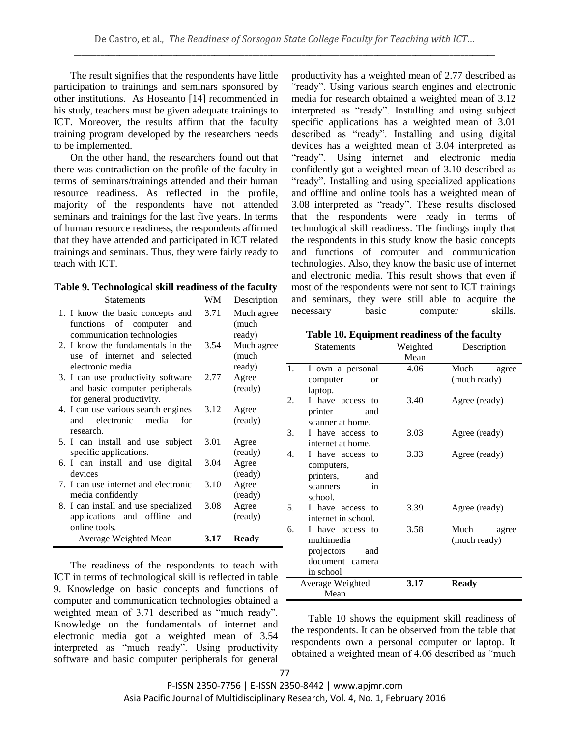The result signifies that the respondents have little participation to trainings and seminars sponsored by other institutions. As Hoseanto [14] recommended in his study, teachers must be given adequate trainings to ICT. Moreover, the results affirm that the faculty training program developed by the researchers needs to be implemented.

On the other hand, the researchers found out that there was contradiction on the profile of the faculty in terms of seminars/trainings attended and their human resource readiness. As reflected in the profile, majority of the respondents have not attended seminars and trainings for the last five years. In terms of human resource readiness, the respondents affirmed that they have attended and participated in ICT related trainings and seminars. Thus, they were fairly ready to teach with ICT.

**Table 9. Technological skill readiness of the faculty**

| Statements | WM | Description |
|---|---|---|
| 1. I know the basic concepts and functions of computer and communication technologies | 3.71 | Much agree (much ready) |
| 2. I know the fundamentals in the use of internet and selected electronic media | 3.54 | Much agree (much ready) |
| 3. I can use productivity software and basic computer peripherals for general productivity. | 2.77 | Agree (ready) |
| 4. I can use various search engines and electronic media for research. | 3.12 | Agree (ready) |
| 5. I can install and use subject specific applications. | 3.01 | Agree (ready) |
| 6. I can install and use digital devices | 3.04 | Agree (ready) |
| 7. I can use internet and electronic media confidently | 3.10 | Agree (ready) |
| 8. I can install and use specialized applications and offline and online tools. | 3.08 | Agree (ready) |
| Average Weighted Mean | **3.17** | **Ready** |

The readiness of the respondents to teach with ICT in terms of technological skill is reflected in table 9. Knowledge on basic concepts and functions of computer and communication technologies obtained a weighted mean of 3.71 described as "much ready". Knowledge on the fundamentals of internet and electronic media got a weighted mean of 3.54 interpreted as "much ready". Using productivity software and basic computer peripherals for general productivity has a weighted mean of 2.77 described as "ready". Using various search engines and electronic media for research obtained a weighted mean of 3.12 interpreted as "ready". Installing and using subject specific applications has a weighted mean of 3.01 described as "ready". Installing and using digital devices has a weighted mean of 3.04 interpreted as "ready". Using internet and electronic media confidently got a weighted mean of 3.10 described as "ready". Installing and using specialized applications and offline and online tools has a weighted mean of 3.08 interpreted as "ready". These results disclosed that the respondents were ready in terms of technological skill readiness. The findings imply that the respondents in this study know the basic concepts and functions of computer and communication technologies. Also, they know the basic use of internet and electronic media. This result shows that even if most of the respondents were not sent to ICT trainings and seminars, they were still able to acquire the necessary basic computer skills.

**Table 10. Equipment readiness of the faculty**

| Statements | Weighted Mean | Description |
|---|---|---|
| 1. I own a personal computer or laptop. | 4.06 | Much agree (much ready) |
| 2. I have access to printer and scanner at home. | 3.40 | Agree (ready) |
| 3. I have access to internet at home. | 3.03 | Agree (ready) |
| 4. I have access to computers, printers, and scanners in school. | 3.33 | Agree (ready) |
| 5. I have access to internet in school. | 3.39 | Agree (ready) |
| 6. I have access to multimedia projectors and document camera in school | 3.58 | Much agree (much ready) |
| Average Weighted Mean | **3.17** | **Ready** |

Table 10 shows the equipment skill readiness of the respondents. It can be observed from the table that respondents own a personal computer or laptop. It obtained a weighted mean of 4.06 described as "much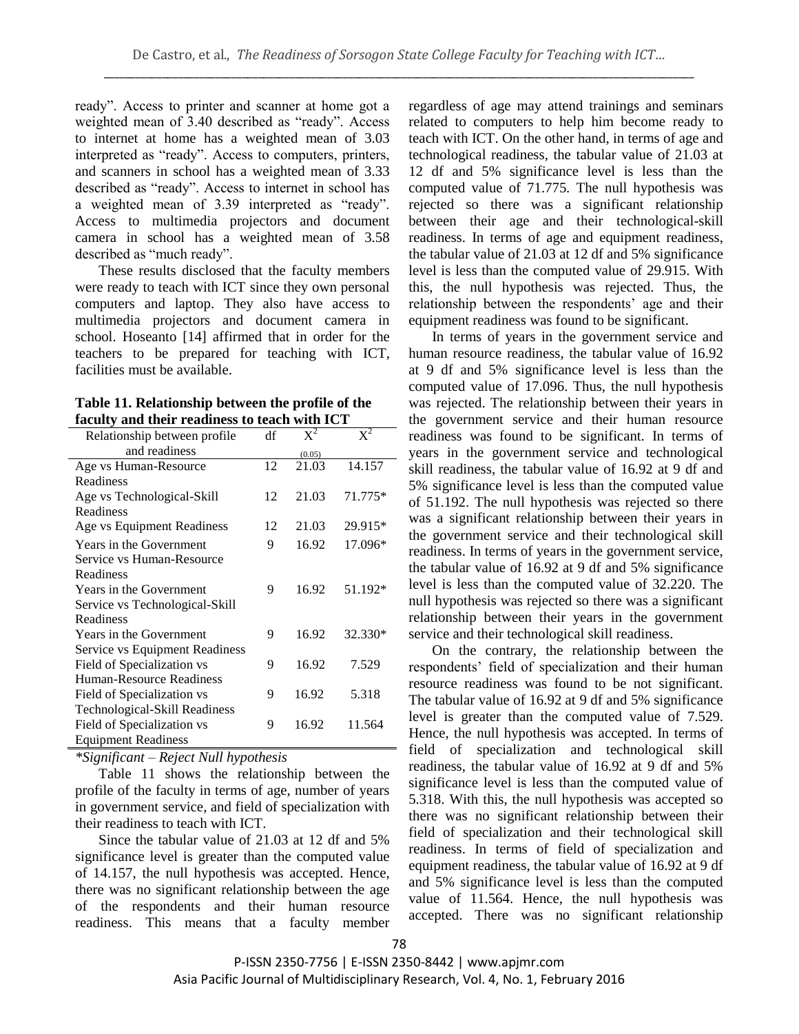ready". Access to printer and scanner at home got a weighted mean of 3.40 described as "ready". Access to internet at home has a weighted mean of 3.03 interpreted as "ready". Access to computers, printers, and scanners in school has a weighted mean of 3.33 described as "ready". Access to internet in school has a weighted mean of 3.39 interpreted as "ready". Access to multimedia projectors and document camera in school has a weighted mean of 3.58 described as "much ready".

These results disclosed that the faculty members were ready to teach with ICT since they own personal computers and laptop. They also have access to multimedia projectors and document camera in school. Hoseanto [14] affirmed that in order for the teachers to be prepared for teaching with ICT, facilities must be available.

**Table 11. Relationship between the profile of the faculty and their readiness to teach with ICT**

| Relationship between profile and readiness | df | $X^2$ (0.05) | $X^2$ |
|---|---|---|---|
| Age vs Human-Resource Readiness | 12 | 21.03 | 14.157 |
| Age vs Technological-Skill Readiness | 12 | 21.03 | 71.775* |
| Age vs Equipment Readiness | 12 | 21.03 | 29.915* |
| Years in the Government Service vs Human-Resource Readiness | 9 | 16.92 | 17.096* |
| Years in the Government Service vs Technological-Skill Readiness | 9 | 16.92 | 51.192* |
| Years in the Government Service vs Equipment Readiness | 9 | 16.92 | 32.330* |
| Field of Specialization vs Human-Resource Readiness | 9 | 16.92 | 7.529 |
| Field of Specialization vs Technological-Skill Readiness | 9 | 16.92 | 5.318 |
| Field of Specialization vs Equipment Readiness | 9 | 16.92 | 11.564 |

*\*Significant – Reject Null hypothesis*

Table 11 shows the relationship between the profile of the faculty in terms of age, number of years in government service, and field of specialization with their readiness to teach with ICT.

Since the tabular value of 21.03 at 12 df and 5% significance level is greater than the computed value of 14.157, the null hypothesis was accepted. Hence, there was no significant relationship between the age of the respondents and their human resource readiness. This means that a faculty member regardless of age may attend trainings and seminars related to computers to help him become ready to teach with ICT. On the other hand, in terms of age and technological readiness, the tabular value of 21.03 at 12 df and 5% significance level is less than the computed value of 71.775. The null hypothesis was rejected so there was a significant relationship between their age and their technological-skill readiness. In terms of age and equipment readiness, the tabular value of 21.03 at 12 df and 5% significance level is less than the computed value of 29.915. With this, the null hypothesis was rejected. Thus, the relationship between the respondents' age and their equipment readiness was found to be significant.

In terms of years in the government service and human resource readiness, the tabular value of 16.92 at 9 df and 5% significance level is less than the computed value of 17.096. Thus, the null hypothesis was rejected. The relationship between their years in the government service and their human resource readiness was found to be significant. In terms of years in the government service and technological skill readiness, the tabular value of 16.92 at 9 df and 5% significance level is less than the computed value of 51.192. The null hypothesis was rejected so there was a significant relationship between their years in the government service and their technological skill readiness. In terms of years in the government service, the tabular value of 16.92 at 9 df and 5% significance level is less than the computed value of 32.220. The null hypothesis was rejected so there was a significant relationship between their years in the government service and their technological skill readiness.

On the contrary, the relationship between the respondents' field of specialization and their human resource readiness was found to be not significant. The tabular value of 16.92 at 9 df and 5% significance level is greater than the computed value of 7.529. Hence, the null hypothesis was accepted. In terms of field of specialization and technological skill readiness, the tabular value of 16.92 at 9 df and 5% significance level is less than the computed value of 5.318. With this, the null hypothesis was accepted so there was no significant relationship between their field of specialization and their technological skill readiness. In terms of field of specialization and equipment readiness, the tabular value of 16.92 at 9 df and 5% significance level is less than the computed value of 11.564. Hence, the null hypothesis was accepted. There was no significant relationship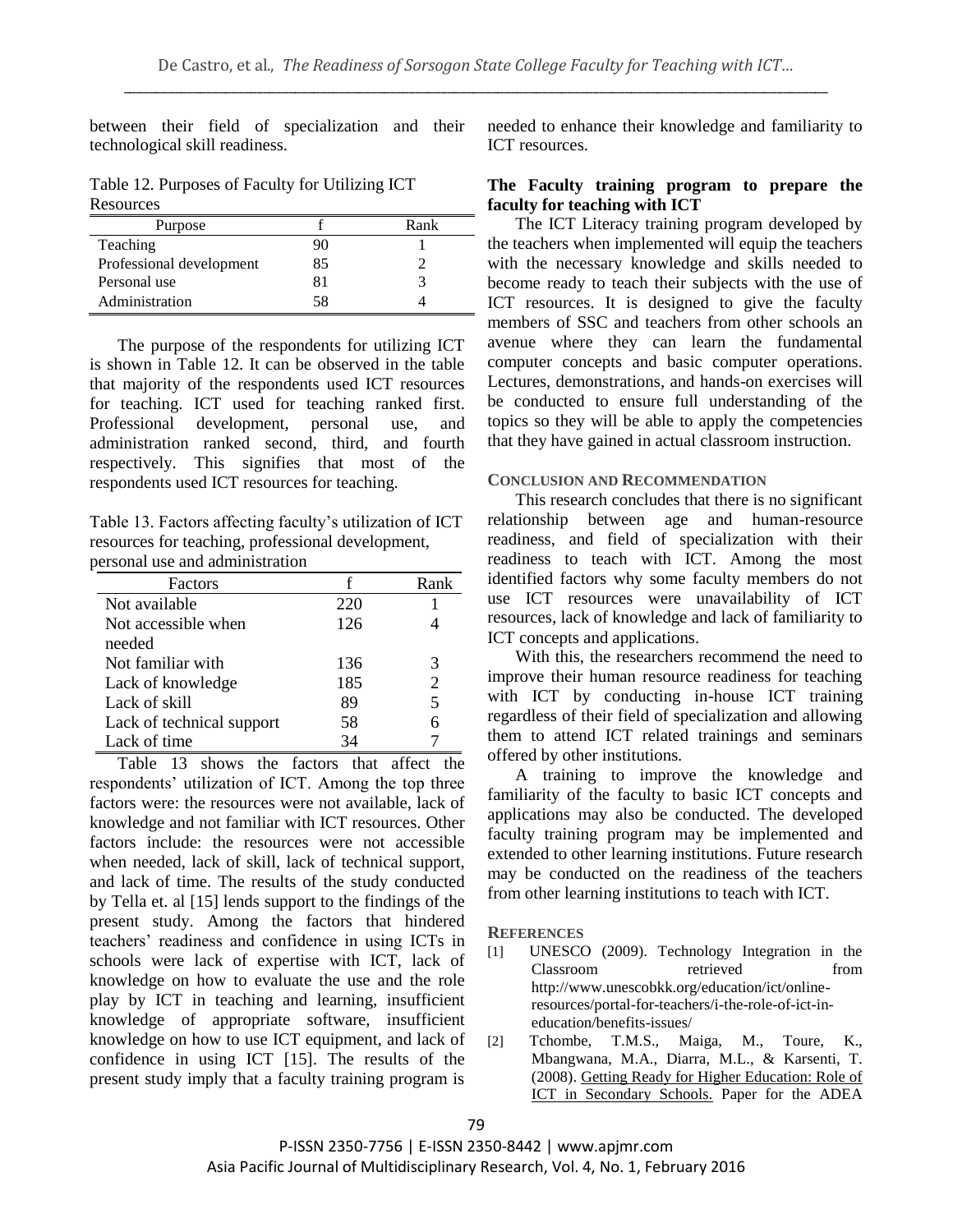between their field of specialization and their technological skill readiness.

Table 12. Purposes of Faculty for Utilizing ICT Resources

| Purpose | f | Rank |
|---|---|---|
| Teaching | 90 | 1 |
| Professional development | 85 | 2 |
| Personal use | 81 | 3 |
| Administration | 58 | 4 |

The purpose of the respondents for utilizing ICT is shown in Table 12. It can be observed in the table that majority of the respondents used ICT resources for teaching. ICT used for teaching ranked first. Professional development, personal use, and administration ranked second, third, and fourth respectively. This signifies that most of the respondents used ICT resources for teaching.

Table 13. Factors affecting faculty's utilization of ICT resources for teaching, professional development, personal use and administration

| Factors | f | Rank |
|---|---|---|
| Not available | 220 | 1 |
| Not accessible when needed | 126 | 4 |
| Not familiar with | 136 | 3 |
| Lack of knowledge | 185 | 2 |
| Lack of skill | 89 | 5 |
| Lack of technical support | 58 | 6 |
| Lack of time | 34 | 7 |

Table 13 shows the factors that affect the respondents' utilization of ICT. Among the top three factors were: the resources were not available, lack of knowledge and not familiar with ICT resources. Other factors include: the resources were not accessible when needed, lack of skill, lack of technical support, and lack of time. The results of the study conducted by Tella et. al [15] lends support to the findings of the present study. Among the factors that hindered teachers' readiness and confidence in using ICTs in schools were lack of expertise with ICT, lack of knowledge on how to evaluate the use and the role play by ICT in teaching and learning, insufficient knowledge of appropriate software, insufficient knowledge on how to use ICT equipment, and lack of confidence in using ICT [15]. The results of the present study imply that a faculty training program is needed to enhance their knowledge and familiarity to ICT resources.

**The Faculty training program to prepare the faculty for teaching with ICT**

The ICT Literacy training program developed by the teachers when implemented will equip the teachers with the necessary knowledge and skills needed to become ready to teach their subjects with the use of ICT resources. It is designed to give the faculty members of SSC and teachers from other schools an avenue where they can learn the fundamental computer concepts and basic computer operations. Lectures, demonstrations, and hands-on exercises will be conducted to ensure full understanding of the topics so they will be able to apply the competencies that they have gained in actual classroom instruction.

## CONCLUSION AND RECOMMENDATION

This research concludes that there is no significant relationship between age and human-resource readiness, and field of specialization with their readiness to teach with ICT. Among the most identified factors why some faculty members do not use ICT resources were unavailability of ICT resources, lack of knowledge and lack of familiarity to ICT concepts and applications.

With this, the researchers recommend the need to improve their human resource readiness for teaching with ICT by conducting in-house ICT training regardless of their field of specialization and allowing them to attend ICT related trainings and seminars offered by other institutions.

A training to improve the knowledge and familiarity of the faculty to basic ICT concepts and applications may also be conducted. The developed faculty training program may be implemented and extended to other learning institutions. Future research may be conducted on the readiness of the teachers from other learning institutions to teach with ICT.

## REFERENCES

[1] UNESCO (2009). Technology Integration in the Classroom retrieved from http://www.unescobkk.org/education/ict/online-resources/portal-for-teachers/i-the-role-of-ict-in-education/benefits-issues/

[2] Tchombe, T.M.S., Maiga, M., Toure, K., Mbangwana, M.A., Diarra, M.L., & Karsenti, T. (2008). Getting Ready for Higher Education: Role of ICT in Secondary Schools. Paper for the ADEA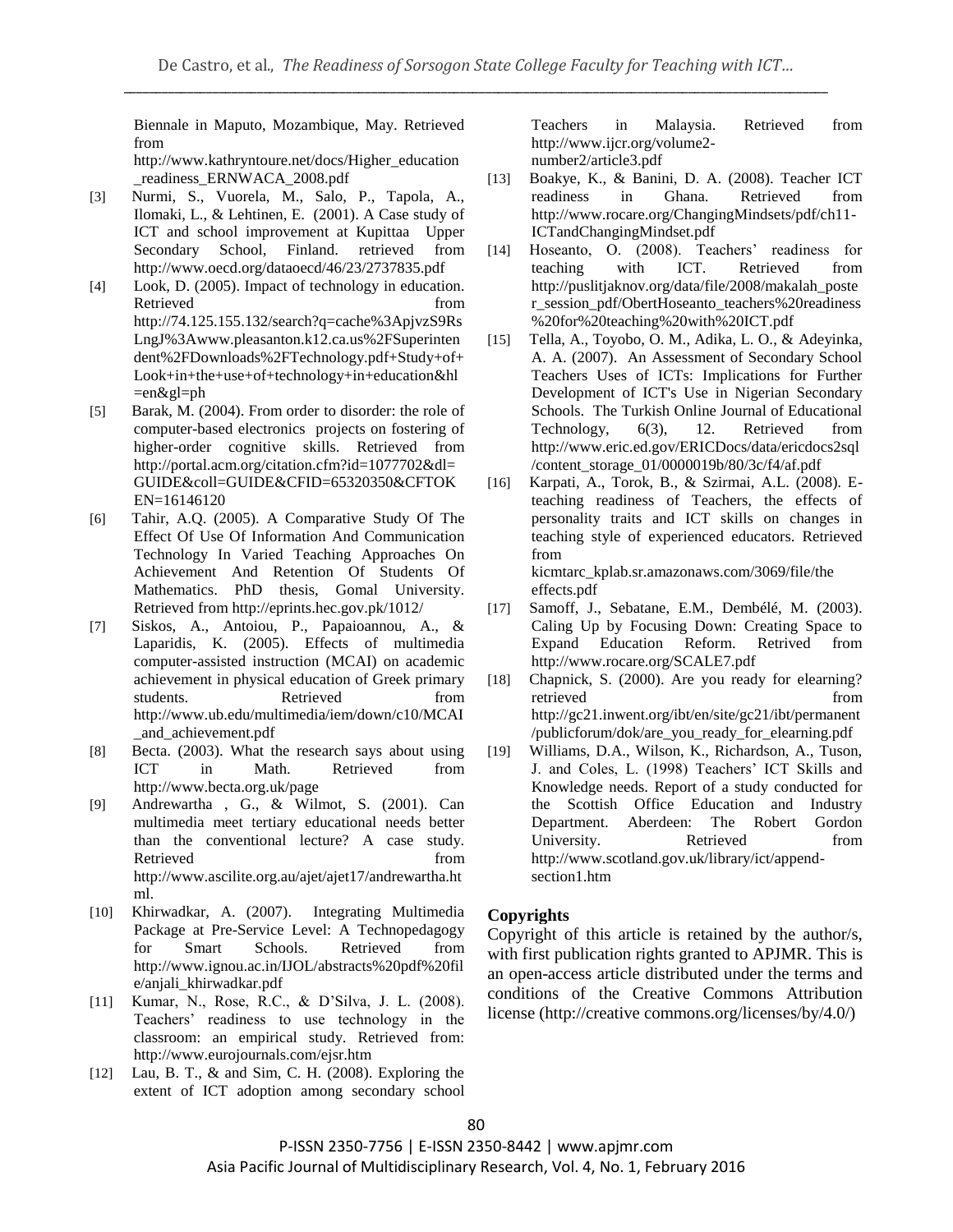Biennale in Maputo, Mozambique, May. Retrieved from http://www.kathryntoure.net/docs/Higher_education_readiness_ERNWACA_2008.pdf

[3] Nurmi, S., Vuorela, M., Salo, P., Tapola, A., Ilomaki, L., & Lehtinen, E. (2001). A Case study of ICT and school improvement at Kupittaa Upper Secondary School, Finland. retrieved from http://www.oecd.org/dataoecd/46/23/2737835.pdf

[4] Look, D. (2005). Impact of technology in education. Retrieved from http://74.125.155.132/search?q=cache%3ApjvzS9RsLngJ%3Awww.pleasanton.k12.ca.us%2FSuperintendent%2FDownloads%2FTechnology.pdf+Study+of+Look+in+the+use+of+technology+in+education&hl=en&gl=ph

[5] Barak, M. (2004). From order to disorder: the role of computer-based electronics projects on fostering of higher-order cognitive skills. Retrieved from http://portal.acm.org/citation.cfm?id=1077702&dl=GUIDE&coll=GUIDE&CFID=65320350&CFTOKEN=16146120

[6] Tahir, A.Q. (2005). A Comparative Study Of The Effect Of Use Of Information And Communication Technology In Varied Teaching Approaches On Achievement And Retention Of Students Of Mathematics. PhD thesis, Gomal University. Retrieved from http://eprints.hec.gov.pk/1012/

[7] Siskos, A., Antoiou, P., Papaioannou, A., & Laparidis, K. (2005). Effects of multimedia computer-assisted instruction (MCAI) on academic achievement in physical education of Greek primary students. Retrieved from http://www.ub.edu/multimedia/iem/down/c10/MCAI_and_achievement.pdf

[8] Becta. (2003). What the research says about using ICT in Math. Retrieved from http://www.becta.org.uk/page

[9] Andrewartha , G., & Wilmot, S. (2001). Can multimedia meet tertiary educational needs better than the conventional lecture? A case study. Retrieved from http://www.ascilite.org.au/ajet/ajet17/andrewartha.html.

[10] Khirwadkar, A. (2007). Integrating Multimedia Package at Pre-Service Level: A Technopedagogy for Smart Schools. Retrieved from http://www.ignou.ac.in/IJOL/abstracts%20pdf%20file/anjali_khirwadkar.pdf

[11] Kumar, N., Rose, R.C., & D'Silva, J. L. (2008). Teachers' readiness to use technology in the classroom: an empirical study. Retrieved from: http://www.eurojournals.com/ejsr.htm

[12] Lau, B. T., & and Sim, C. H. (2008). Exploring the extent of ICT adoption among secondary school Teachers in Malaysia. Retrieved from http://www.ijcr.org/volume2-number2/article3.pdf

[13] Boakye, K., & Banini, D. A. (2008). Teacher ICT readiness in Ghana. Retrieved from http://www.rocare.org/ChangingMindsets/pdf/ch11-ICTandChangingMindset.pdf

[14] Hoseanto, O. (2008). Teachers' readiness for teaching with ICT. Retrieved from http://puslitjaknov.org/data/file/2008/makalah_poster_session_pdf/ObertHoseanto_teachers%20readiness%20for%20teaching%20with%20ICT.pdf

[15] Tella, A., Toyobo, O. M., Adika, L. O., & Adeyinka, A. A. (2007). An Assessment of Secondary School Teachers Uses of ICTs: Implications for Further Development of ICT's Use in Nigerian Secondary Schools. The Turkish Online Journal of Educational Technology, 6(3), 12. Retrieved from http://www.eric.ed.gov/ERICDocs/data/ericdocs2sql/content_storage_01/0000019b/80/3c/f4/af.pdf

[16] Karpati, A., Torok, B., & Szirmai, A.L. (2008). E-teaching readiness of Teachers, the effects of personality traits and ICT skills on changes in teaching style of experienced educators. Retrieved from kicmtarc_kplab.sr.amazonaws.com/3069/file/theeffects.pdf

[17] Samoff, J., Sebatane, E.M., Dembélé, M. (2003). Caling Up by Focusing Down: Creating Space to Expand Education Reform. Retrived from http://www.rocare.org/SCALE7.pdf

[18] Chapnick, S. (2000). Are you ready for elearning? retrieved from http://gc21.inwent.org/ibt/en/site/gc21/ibt/permanent/publicforum/dok/are_you_ready_for_elearning.pdf

[19] Williams, D.A., Wilson, K., Richardson, A., Tuson, J. and Coles, L. (1998) Teachers' ICT Skills and Knowledge needs. Report of a study conducted for the Scottish Office Education and Industry Department. Aberdeen: The Robert Gordon University. Retrieved from http://www.scotland.gov.uk/library/ict/append-section1.htm

**Copyrights**

Copyright of this article is retained by the author/s, with first publication rights granted to APJMR. This is an open-access article distributed under the terms and conditions of the Creative Commons Attribution license (http://creative commons.org/licenses/by/4.0/)